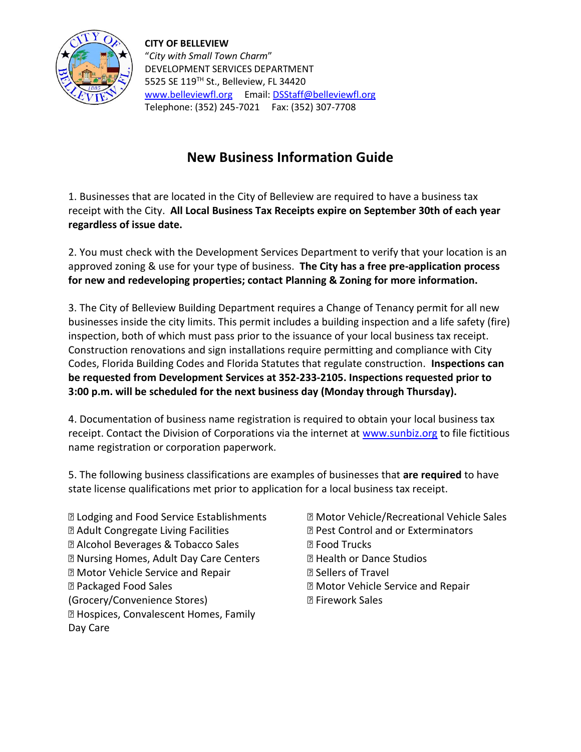**CITY OF BELLEVIEW**
"*City with Small Town Charm*"
DEVELOPMENT SERVICES DEPARTMENT
5525 SE 119TH St., Belleview, FL 34420
www.belleviewfl.org Email: DSStaff@belleviewfl.org
Telephone: (352) 245-7021 Fax: (352) 307-7708

# New Business Information Guide

1. Businesses that are located in the City of Belleview are required to have a business tax receipt with the City. **All Local Business Tax Receipts expire on September 30th of each year regardless of issue date.**

2. You must check with the Development Services Department to verify that your location is an approved zoning & use for your type of business. **The City has a free pre-application process for new and redeveloping properties; contact Planning & Zoning for more information.**

3. The City of Belleview Building Department requires a Change of Tenancy permit for all new businesses inside the city limits. This permit includes a building inspection and a life safety (fire) inspection, both of which must pass prior to the issuance of your local business tax receipt. Construction renovations and sign installations require permitting and compliance with City Codes, Florida Building Codes and Florida Statutes that regulate construction. **Inspections can be requested from Development Services at 352-233-2105. Inspections requested prior to 3:00 p.m. will be scheduled for the next business day (Monday through Thursday).**

4. Documentation of business name registration is required to obtain your local business tax receipt. Contact the Division of Corporations via the internet at www.sunbiz.org to file fictitious name registration or corporation paperwork.

5. The following business classifications are examples of businesses that **are required** to have state license qualifications met prior to application for a local business tax receipt.

- Lodging and Food Service Establishments
- Adult Congregate Living Facilities
- Alcohol Beverages & Tobacco Sales
- Nursing Homes, Adult Day Care Centers
- Motor Vehicle Service and Repair
- Packaged Food Sales (Grocery/Convenience Stores)
- Hospices, Convalescent Homes, Family Day Care
- Motor Vehicle/Recreational Vehicle Sales
- Pest Control and or Exterminators
- Food Trucks
- Health or Dance Studios
- Sellers of Travel
- Motor Vehicle Service and Repair
- Firework Sales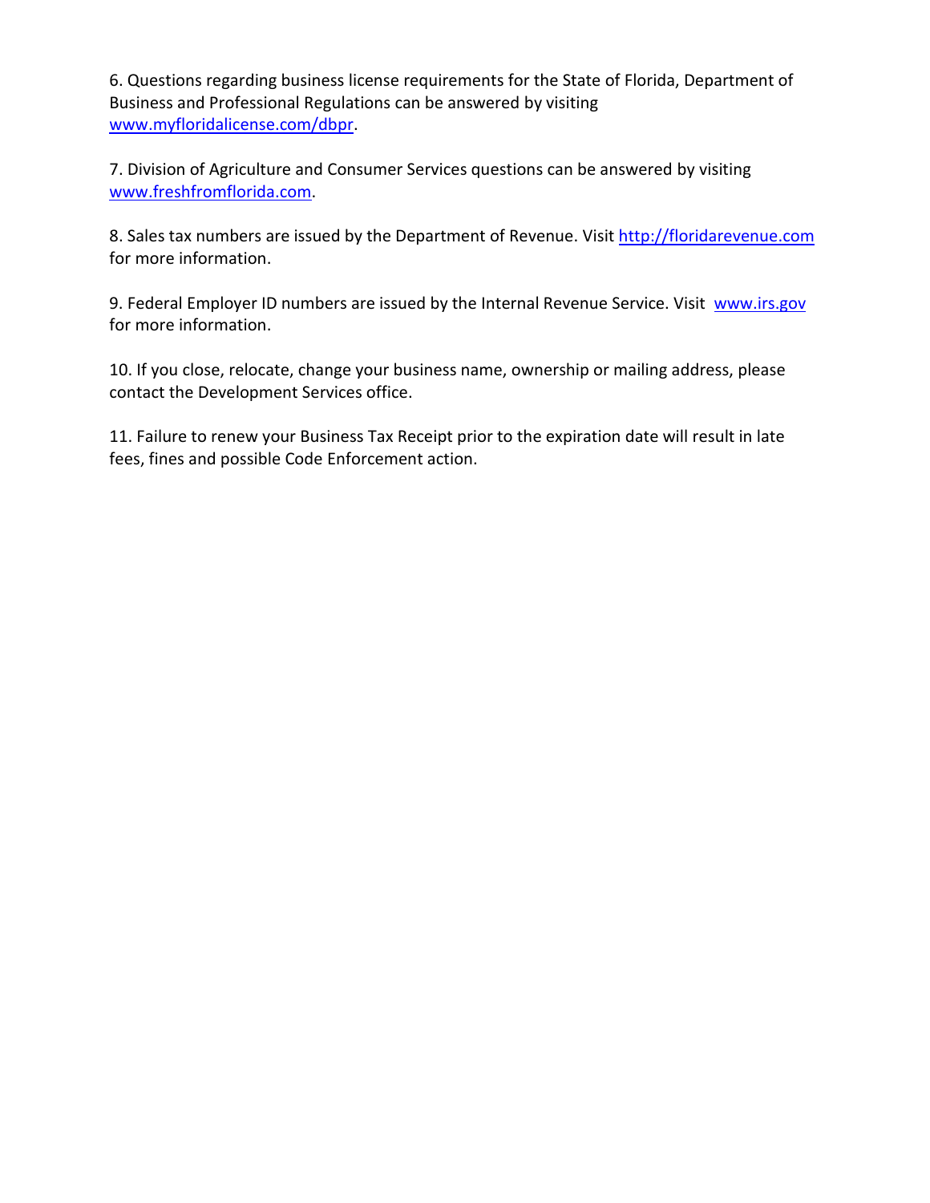6. Questions regarding business license requirements for the State of Florida, Department of Business and Professional Regulations can be answered by visiting [www.myfloridalicense.com/dbpr](http://www.myfloridalicense.com/dbpr).

7. Division of Agriculture and Consumer Services questions can be answered by visiting [www.freshfromflorida.com](http://www.freshfromflorida.com).

8. Sales tax numbers are issued by the Department of Revenue. Visit [http://floridarevenue.com](http://floridarevenue.com) for more information.

9. Federal Employer ID numbers are issued by the Internal Revenue Service. Visit [www.irs.gov](http://www.irs.gov) for more information.

10. If you close, relocate, change your business name, ownership or mailing address, please contact the Development Services office.

11. Failure to renew your Business Tax Receipt prior to the expiration date will result in late fees, fines and possible Code Enforcement action.